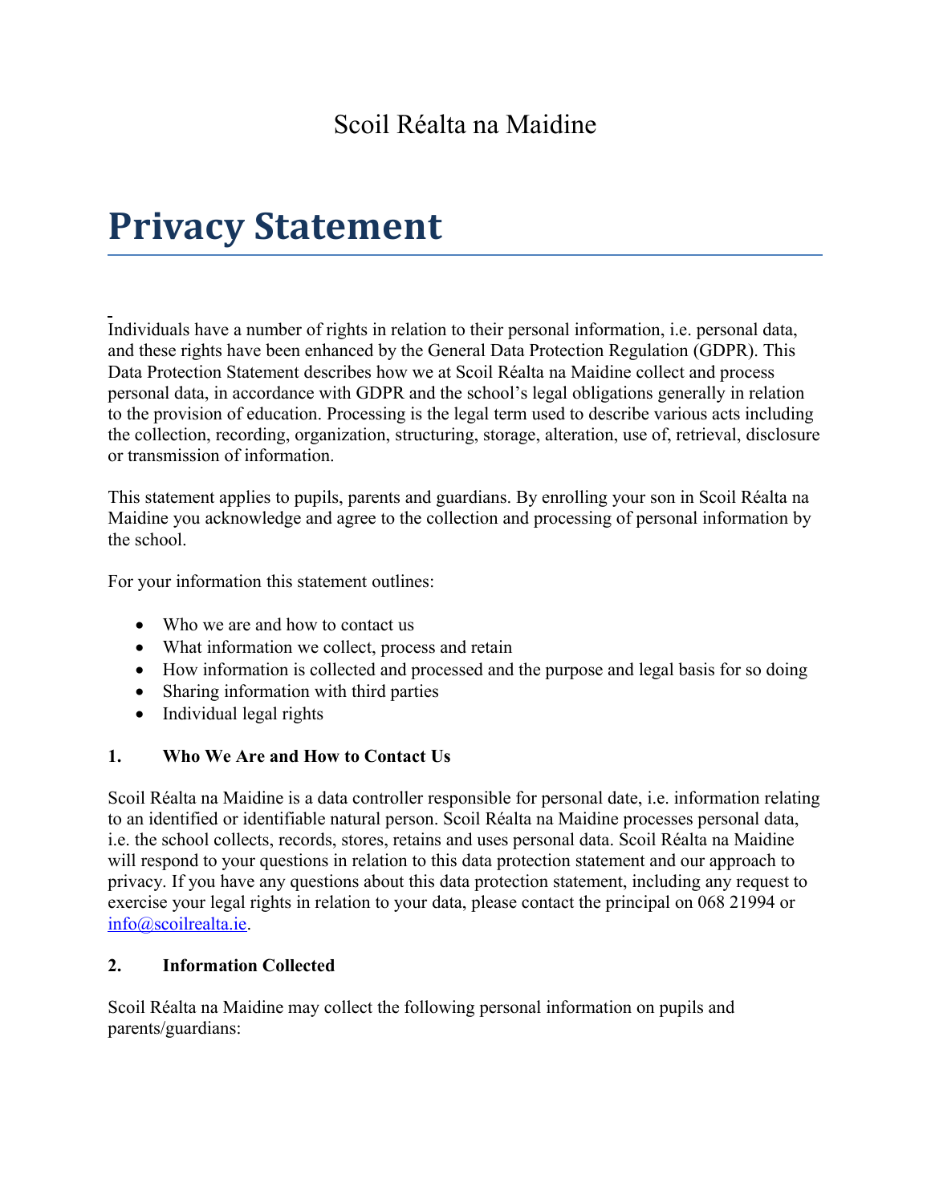Scoil Réalta na Maidine

# Privacy Statement

Individuals have a number of rights in relation to their personal information, i.e. personal data, and these rights have been enhanced by the General Data Protection Regulation (GDPR). This Data Protection Statement describes how we at Scoil Réalta na Maidine collect and process personal data, in accordance with GDPR and the school's legal obligations generally in relation to the provision of education. Processing is the legal term used to describe various acts including the collection, recording, organization, structuring, storage, alteration, use of, retrieval, disclosure or transmission of information.

This statement applies to pupils, parents and guardians. By enrolling your son in Scoil Réalta na Maidine you acknowledge and agree to the collection and processing of personal information by the school.

For your information this statement outlines:

- Who we are and how to contact us
- What information we collect, process and retain
- How information is collected and processed and the purpose and legal basis for so doing
- Sharing information with third parties
- Individual legal rights

**1. Who We Are and How to Contact Us**

Scoil Réalta na Maidine is a data controller responsible for personal date, i.e. information relating to an identified or identifiable natural person. Scoil Réalta na Maidine processes personal data, i.e. the school collects, records, stores, retains and uses personal data. Scoil Réalta na Maidine will respond to your questions in relation to this data protection statement and our approach to privacy. If you have any questions about this data protection statement, including any request to exercise your legal rights in relation to your data, please contact the principal on 068 21994 or info@scoilrealta.ie.

**2. Information Collected**

Scoil Réalta na Maidine may collect the following personal information on pupils and parents/guardians: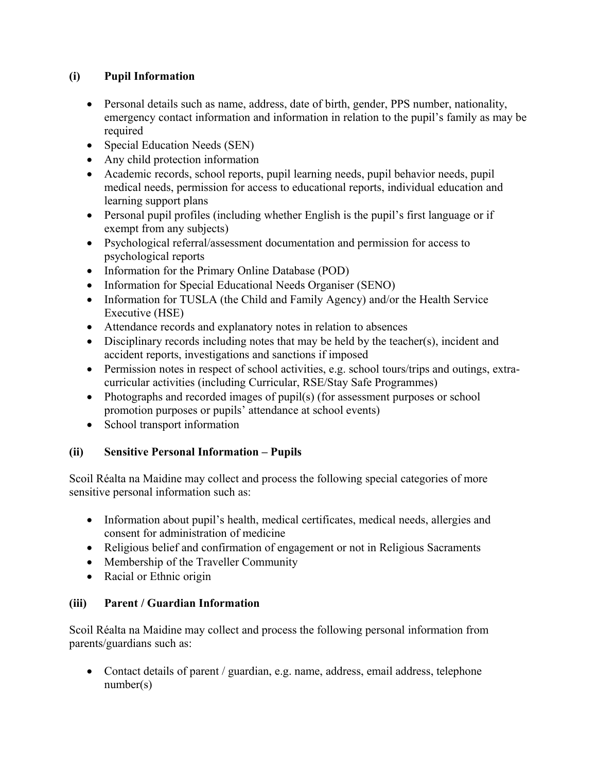### (i) Pupil Information

- Personal details such as name, address, date of birth, gender, PPS number, nationality, emergency contact information and information in relation to the pupil's family as may be required
- Special Education Needs (SEN)
- Any child protection information
- Academic records, school reports, pupil learning needs, pupil behavior needs, pupil medical needs, permission for access to educational reports, individual education and learning support plans
- Personal pupil profiles (including whether English is the pupil's first language or if exempt from any subjects)
- Psychological referral/assessment documentation and permission for access to psychological reports
- Information for the Primary Online Database (POD)
- Information for Special Educational Needs Organiser (SENO)
- Information for TUSLA (the Child and Family Agency) and/or the Health Service Executive (HSE)
- Attendance records and explanatory notes in relation to absences
- Disciplinary records including notes that may be held by the teacher(s), incident and accident reports, investigations and sanctions if imposed
- Permission notes in respect of school activities, e.g. school tours/trips and outings, extra-curricular activities (including Curricular, RSE/Stay Safe Programmes)
- Photographs and recorded images of pupil(s) (for assessment purposes or school promotion purposes or pupils' attendance at school events)
- School transport information

### (ii) Sensitive Personal Information – Pupils

Scoil Réalta na Maidine may collect and process the following special categories of more sensitive personal information such as:

- Information about pupil's health, medical certificates, medical needs, allergies and consent for administration of medicine
- Religious belief and confirmation of engagement or not in Religious Sacraments
- Membership of the Traveller Community
- Racial or Ethnic origin

### (iii) Parent / Guardian Information

Scoil Réalta na Maidine may collect and process the following personal information from parents/guardians such as:

- Contact details of parent / guardian, e.g. name, address, email address, telephone number(s)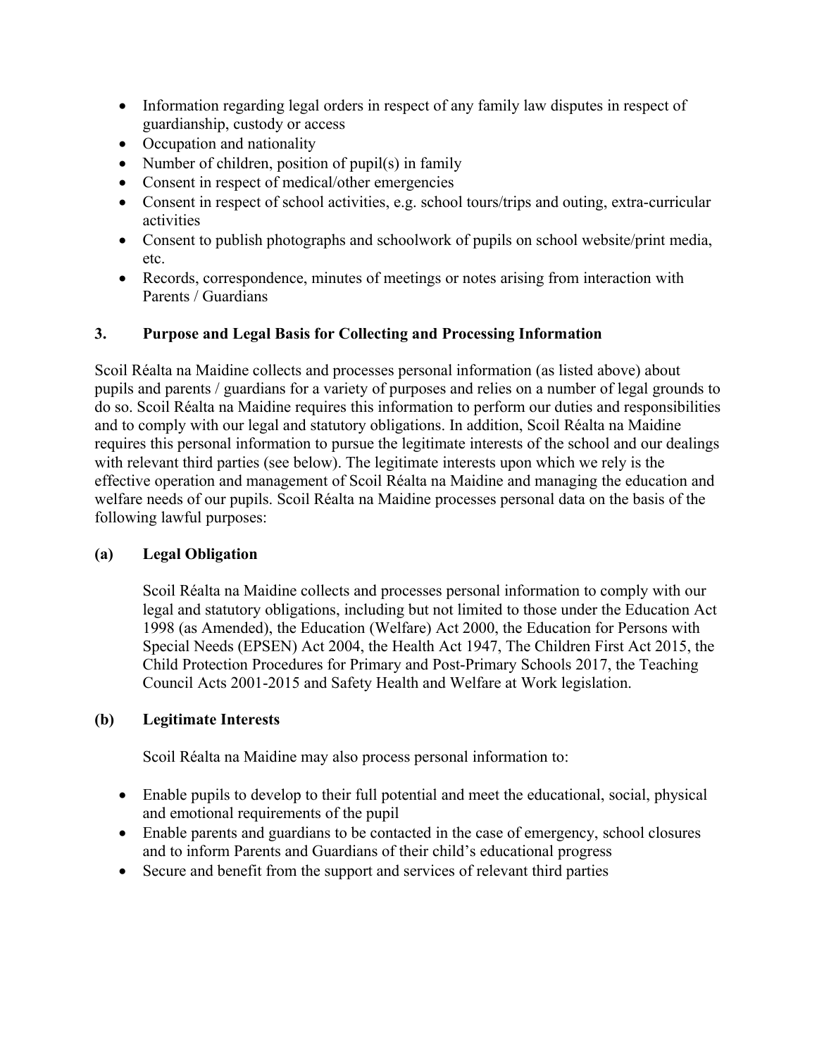- Information regarding legal orders in respect of any family law disputes in respect of guardianship, custody or access
- Occupation and nationality
- Number of children, position of pupil(s) in family
- Consent in respect of medical/other emergencies
- Consent in respect of school activities, e.g. school tours/trips and outing, extra-curricular activities
- Consent to publish photographs and schoolwork of pupils on school website/print media, etc.
- Records, correspondence, minutes of meetings or notes arising from interaction with Parents / Guardians

## 3. Purpose and Legal Basis for Collecting and Processing Information

Scoil Réalta na Maidine collects and processes personal information (as listed above) about pupils and parents / guardians for a variety of purposes and relies on a number of legal grounds to do so. Scoil Réalta na Maidine requires this information to perform our duties and responsibilities and to comply with our legal and statutory obligations. In addition, Scoil Réalta na Maidine requires this personal information to pursue the legitimate interests of the school and our dealings with relevant third parties (see below). The legitimate interests upon which we rely is the effective operation and management of Scoil Réalta na Maidine and managing the education and welfare needs of our pupils. Scoil Réalta na Maidine processes personal data on the basis of the following lawful purposes:

### (a) Legal Obligation

Scoil Réalta na Maidine collects and processes personal information to comply with our legal and statutory obligations, including but not limited to those under the Education Act 1998 (as Amended), the Education (Welfare) Act 2000, the Education for Persons with Special Needs (EPSEN) Act 2004, the Health Act 1947, The Children First Act 2015, the Child Protection Procedures for Primary and Post-Primary Schools 2017, the Teaching Council Acts 2001-2015 and Safety Health and Welfare at Work legislation.

### (b) Legitimate Interests

Scoil Réalta na Maidine may also process personal information to:

- Enable pupils to develop to their full potential and meet the educational, social, physical and emotional requirements of the pupil
- Enable parents and guardians to be contacted in the case of emergency, school closures and to inform Parents and Guardians of their child's educational progress
- Secure and benefit from the support and services of relevant third parties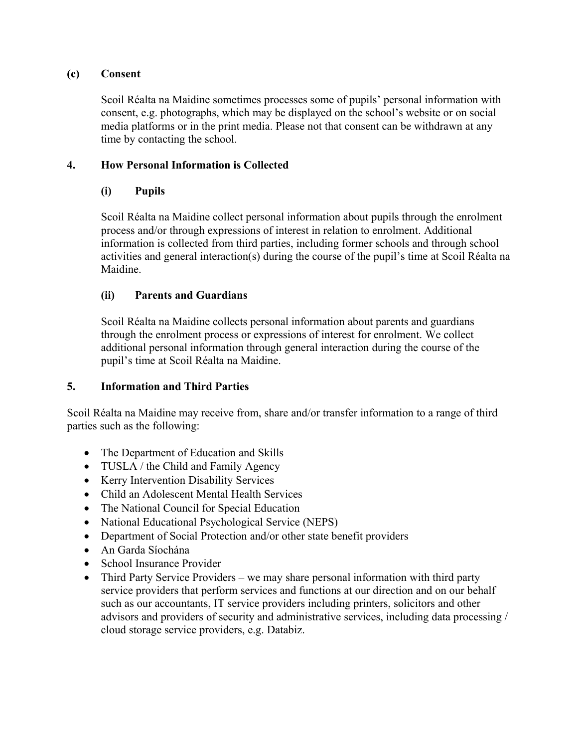**(c) Consent**

Scoil Réalta na Maidine sometimes processes some of pupils' personal information with consent, e.g. photographs, which may be displayed on the school's website or on social media platforms or in the print media. Please not that consent can be withdrawn at any time by contacting the school.

## 4. How Personal Information is Collected

### (i) Pupils

Scoil Réalta na Maidine collect personal information about pupils through the enrolment process and/or through expressions of interest in relation to enrolment. Additional information is collected from third parties, including former schools and through school activities and general interaction(s) during the course of the pupil's time at Scoil Réalta na Maidine.

### (ii) Parents and Guardians

Scoil Réalta na Maidine collects personal information about parents and guardians through the enrolment process or expressions of interest for enrolment. We collect additional personal information through general interaction during the course of the pupil's time at Scoil Réalta na Maidine.

## 5. Information and Third Parties

Scoil Réalta na Maidine may receive from, share and/or transfer information to a range of third parties such as the following:

- The Department of Education and Skills
- TUSLA / the Child and Family Agency
- Kerry Intervention Disability Services
- Child an Adolescent Mental Health Services
- The National Council for Special Education
- National Educational Psychological Service (NEPS)
- Department of Social Protection and/or other state benefit providers
- An Garda Síochána
- School Insurance Provider
- Third Party Service Providers – we may share personal information with third party service providers that perform services and functions at our direction and on our behalf such as our accountants, IT service providers including printers, solicitors and other advisors and providers of security and administrative services, including data processing / cloud storage service providers, e.g. Databiz.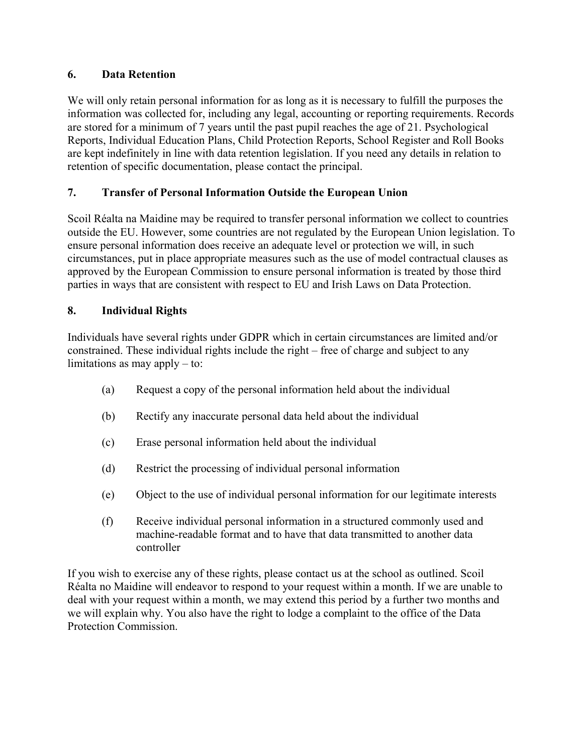## 6. Data Retention

We will only retain personal information for as long as it is necessary to fulfill the purposes the information was collected for, including any legal, accounting or reporting requirements. Records are stored for a minimum of 7 years until the past pupil reaches the age of 21. Psychological Reports, Individual Education Plans, Child Protection Reports, School Register and Roll Books are kept indefinitely in line with data retention legislation. If you need any details in relation to retention of specific documentation, please contact the principal.

## 7. Transfer of Personal Information Outside the European Union

Scoil Réalta na Maidine may be required to transfer personal information we collect to countries outside the EU. However, some countries are not regulated by the European Union legislation. To ensure personal information does receive an adequate level or protection we will, in such circumstances, put in place appropriate measures such as the use of model contractual clauses as approved by the European Commission to ensure personal information is treated by those third parties in ways that are consistent with respect to EU and Irish Laws on Data Protection.

## 8. Individual Rights

Individuals have several rights under GDPR which in certain circumstances are limited and/or constrained. These individual rights include the right – free of charge and subject to any limitations as may apply – to:

(a) Request a copy of the personal information held about the individual

(b) Rectify any inaccurate personal data held about the individual

(c) Erase personal information held about the individual

(d) Restrict the processing of individual personal information

(e) Object to the use of individual personal information for our legitimate interests

(f) Receive individual personal information in a structured commonly used and machine-readable format and to have that data transmitted to another data controller

If you wish to exercise any of these rights, please contact us at the school as outlined. Scoil Réalta no Maidine will endeavor to respond to your request within a month. If we are unable to deal with your request within a month, we may extend this period by a further two months and we will explain why. You also have the right to lodge a complaint to the office of the Data Protection Commission.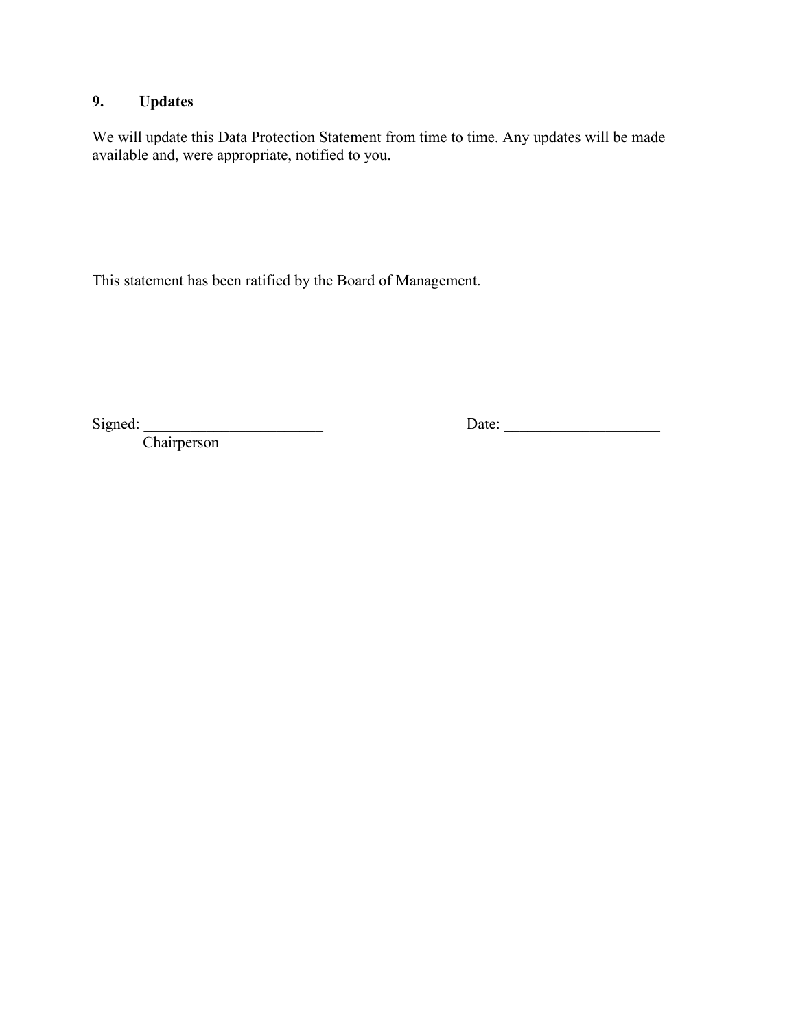## 9. Updates

We will update this Data Protection Statement from time to time. Any updates will be made available and, were appropriate, notified to you.

This statement has been ratified by the Board of Management.

Signed: _______________________ Date: ____________________

Chairperson